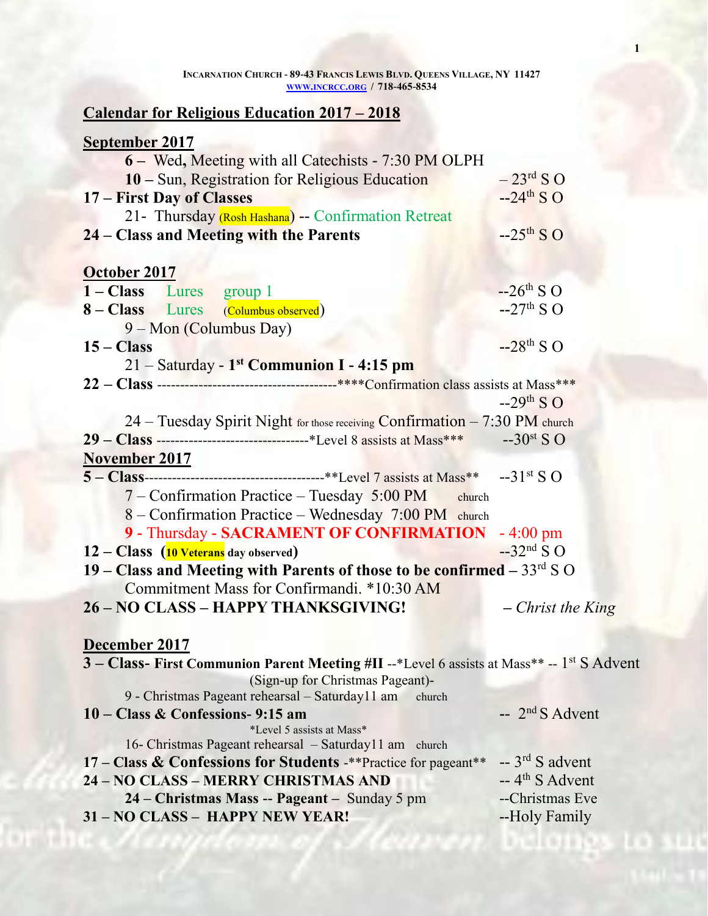**INCARNATION CHURCH - 89-43 FRANCIS LEWIS BLVD. QUEENS VILLAGE, NY 11427**
**WWW.INCRCC.ORG / 718-465-8534**

## Calendar for Religious Education 2017 – 2018

### September 2017

- **6 –** Wed, Meeting with all Catechists - 7:30 PM OLPH
- **10 –** Sun, Registration for Religious Education – 23rd S O
- **17 – First Day of Classes** --24th S O
- 21- Thursday (Rosh Hashana) -- Confirmation Retreat
- **24 – Class and Meeting with the Parents** --25th S O

### October 2017

- **1 – Class** Lures group 1 --26th S O
- **8 – Class** Lures (Columbus observed) --27th S O
- 9 – Mon (Columbus Day)
- **15 – Class** --28th S O
- 21 – Saturday - **1st Communion I - 4:15 pm**
- **22 – Class** --------------------------------------****Confirmation class assists at Mass*** --29th S O
- 24 – Tuesday Spirit Night for those receiving Confirmation – 7:30 PM church
- **29 – Class** ---------------------------------*Level 8 assists at Mass*** --30st S O

### November 2017

- **5 – Class**--------------------------------------**Level 7 assists at Mass** --31st S O
- 7 – Confirmation Practice – Tuesday 5:00 PM church
- 8 – Confirmation Practice – Wednesday 7:00 PM church
- **9** - Thursday - **SACRAMENT OF CONFIRMATION** - 4:00 pm
- **12 – Class (10 Veterans day observed)** --32nd S O
- **19 – Class and Meeting with Parents of those to be confirmed** – 33rd S O
  Commitment Mass for Confirmandi. *10:30 AM
- **26 – NO CLASS – HAPPY THANKSGIVING!** – *Christ the King*

### December 2017

- **3 – Class- First Communion Parent Meeting #II** --*Level 6 assists at Mass** -- 1st S Advent
  (Sign-up for Christmas Pageant)-
- 9 - Christmas Pageant rehearsal – Saturday11 am church
- **10 – Class & Confessions- 9:15 am** -- 2nd S Advent
  *Level 5 assists at Mass*
- 16- Christmas Pageant rehearsal – Saturday11 am church
- **17 – Class & Confessions for Students** -**Practice for pageant** -- 3rd S advent
- **24 – NO CLASS – MERRY CHRISTMAS AND** -- 4th S Advent
  **24 – Christmas Mass -- Pageant –** Sunday 5 pm --Christmas Eve
- **31 – NO CLASS – HAPPY NEW YEAR!** --Holy Family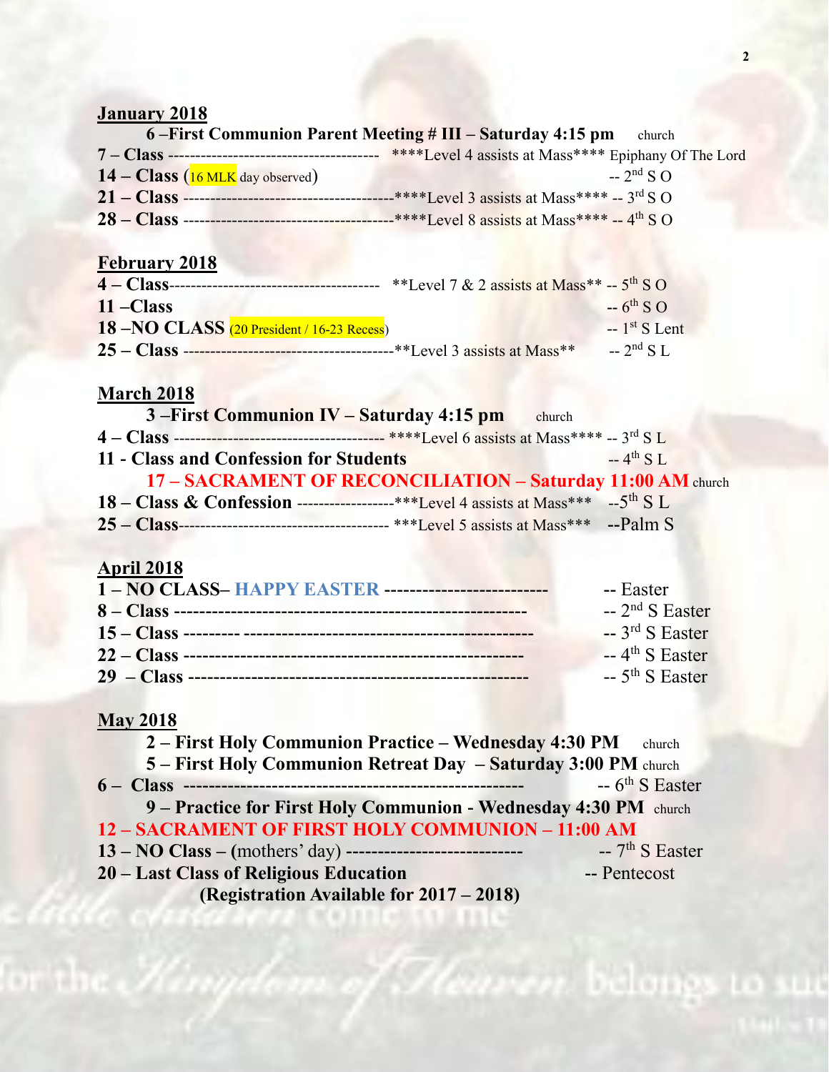## January 2018

**6 –First Communion Parent Meeting # III – Saturday 4:15 pm** church

**7 – Class** -------------------------------------- ****Level 4 assists at Mass**** Epiphany Of The Lord

**14 – Class** (16 MLK day observed) -- 2nd S O

**21 – Class** --------------------------------------****Level 3 assists at Mass**** -- 3rd S O

**28 – Class** --------------------------------------****Level 8 assists at Mass**** -- 4th S O

## February 2018

**4 – Class**-------------------------------------- **Level 7 & 2 assists at Mass** -- 5th S O

**11 –Class** -- 6th S O

**18 –NO CLASS** (20 President / 16-23 Recess) -- 1st S Lent

**25 – Class** --------------------------------------**Level 3 assists at Mass** -- 2nd S L

## March 2018

**3 –First Communion IV – Saturday 4:15 pm** church

**4 – Class** -------------------------------------- ****Level 6 assists at Mass**** -- 3rd S L

**11 - Class and Confession for Students** -- 4th S L

**17 – SACRAMENT OF RECONCILIATION – Saturday 11:00 AM** church

**18 – Class & Confession** -----------------***Level 4 assists at Mass*** --5th S L

**25 – Class**-------------------------------------- ***Level 5 assists at Mass*** --Palm S

## April 2018

**1 – NO CLASS– HAPPY EASTER** -------------------------- -- Easter

**8 – Class** -------------------------------------------------------- -- 2nd S Easter

**15 – Class** --------- ---------------------------------------------- -- 3rd S Easter

**22 – Class** ------------------------------------------------------ -- 4th S Easter

**29 – Class** ------------------------------------------------------ -- 5th S Easter

## May 2018

**2 – First Holy Communion Practice – Wednesday 4:30 PM** church

**5 – First Holy Communion Retreat Day – Saturday 3:00 PM** church

**6 – Class** ------------------------------------------------------ -- 6th S Easter

**9 – Practice for First Holy Communion - Wednesday 4:30 PM** church

**12 – SACRAMENT OF FIRST HOLY COMMUNION – 11:00 AM**

**13 – NO Class** – (mothers' day) ---------------------------- -- 7th S Easter

**20 – Last Class of Religious Education** -- Pentecost

**(Registration Available for 2017 – 2018)**